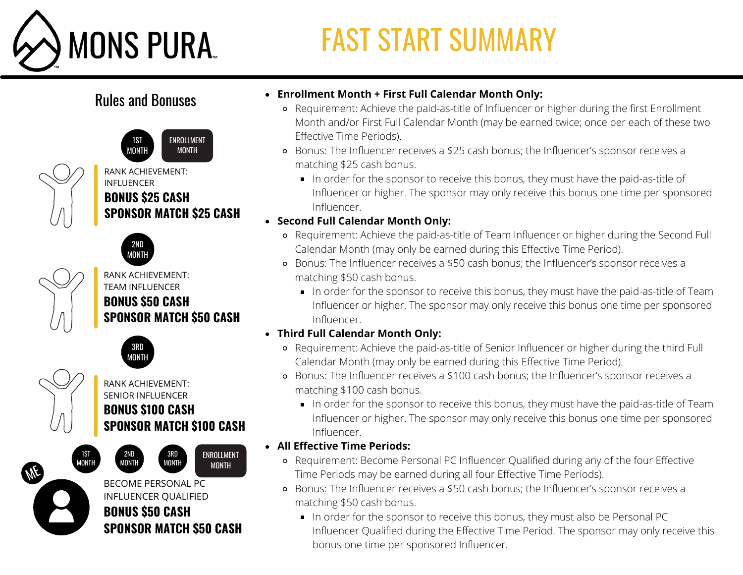# MONS PURA

# FAST START SUMMARY

## Rules and Bonuses

**1ST MONTH** | **ENROLLMENT MONTH**

RANK ACHIEVEMENT:
INFLUENCER

**BONUS $25 CASH**
**SPONSOR MATCH $25 CASH**

**2ND MONTH**

RANK ACHIEVEMENT:
TEAM INFLUENCER

**BONUS $50 CASH**
**SPONSOR MATCH $50 CASH**

**3RD MONTH**

RANK ACHIEVEMENT:
SENIOR INFLUENCER

**BONUS $100 CASH**
**SPONSOR MATCH $100 CASH**

**1ST MONTH** | **2ND MONTH** | **3RD MONTH** | **ENROLLMENT MONTH**

ME

BECOME PERSONAL PC
INFLUENCER QUALIFIED

**BONUS $50 CASH**
**SPONSOR MATCH $50 CASH**

- **Enrollment Month + First Full Calendar Month Only:**
  - Requirement: Achieve the paid-as-title of Influencer or higher during the first Enrollment Month and/or First Full Calendar Month (may be earned twice; once per each of these two Effective Time Periods).
  - Bonus: The Influencer receives a $25 cash bonus; the Influencer's sponsor receives a matching $25 cash bonus.
    - In order for the sponsor to receive this bonus, they must have the paid-as-title of Influencer or higher. The sponsor may only receive this bonus one time per sponsored Influencer.
- **Second Full Calendar Month Only:**
  - Requirement: Achieve the paid-as-title of Team Influencer or higher during the Second Full Calendar Month (may only be earned during this Effective Time Period).
  - Bonus: The Influencer receives a $50 cash bonus; the Influencer's sponsor receives a matching $50 cash bonus.
    - In order for the sponsor to receive this bonus, they must have the paid-as-title of Team Influencer or higher. The sponsor may only receive this bonus one time per sponsored Influencer.
- **Third Full Calendar Month Only:**
  - Requirement: Achieve the paid-as-title of Senior Influencer or higher during the third Full Calendar Month (may only be earned during this Effective Time Period).
  - Bonus: The Influencer receives a $100 cash bonus; the Influencer's sponsor receives a matching $100 cash bonus.
    - In order for the sponsor to receive this bonus, they must have the paid-as-title of Team Influencer or higher. The sponsor may only receive this bonus one time per sponsored Influencer.
- **All Effective Time Periods:**
  - Requirement: Become Personal PC Influencer Qualified during any of the four Effective Time Periods may be earned during all four Effective Time Periods).
  - Bonus: The Influencer receives a $50 cash bonus; the Influencer's sponsor receives a matching $50 cash bonus.
    - In order for the sponsor to receive this bonus, they must also be Personal PC Influencer Qualified during the Effective Time Period. The sponsor may only receive this bonus one time per sponsored Influencer.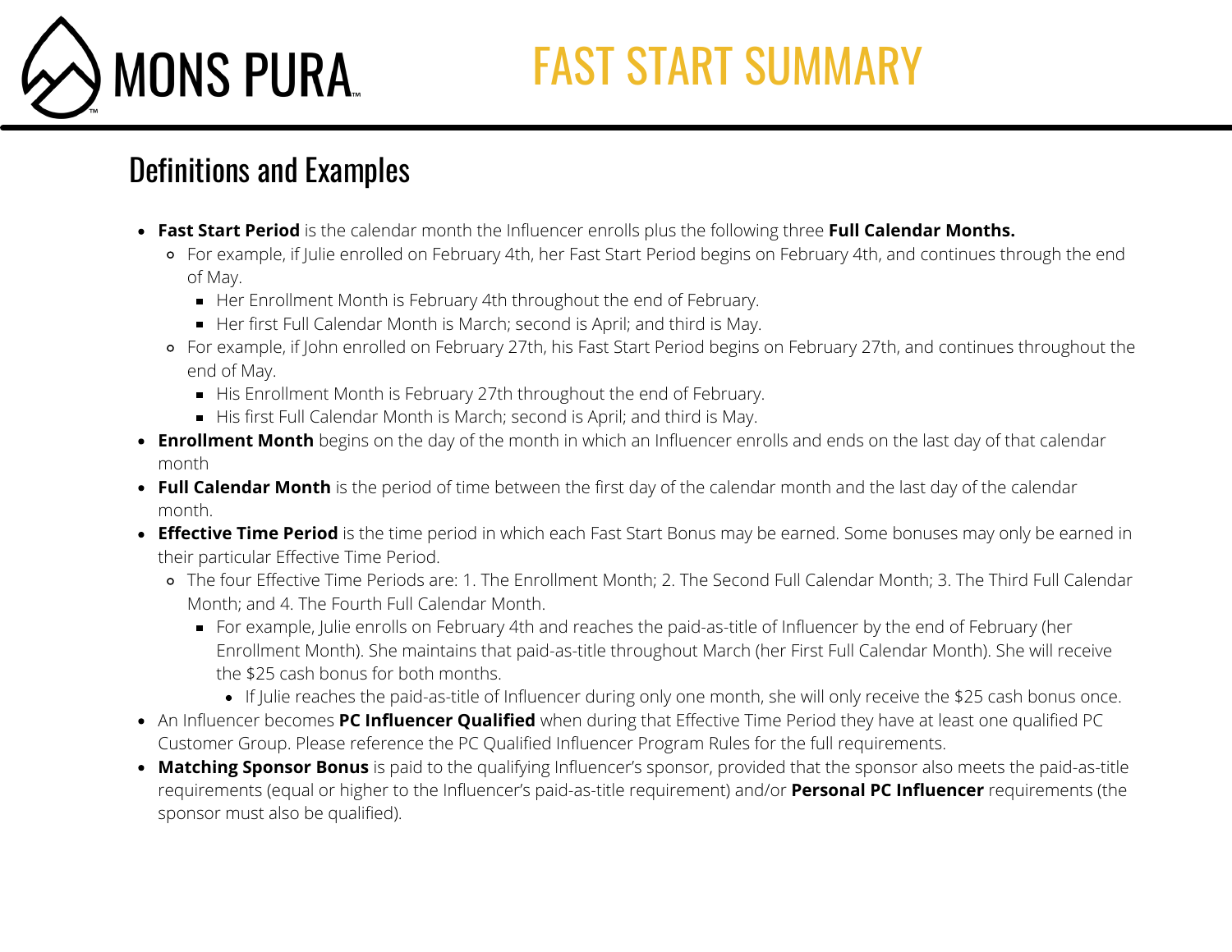MONS PURA™

# FAST START SUMMARY

## Definitions and Examples

- **Fast Start Period** is the calendar month the Influencer enrolls plus the following three **Full Calendar Months.**
  - For example, if Julie enrolled on February 4th, her Fast Start Period begins on February 4th, and continues through the end of May.
    - Her Enrollment Month is February 4th throughout the end of February.
    - Her first Full Calendar Month is March; second is April; and third is May.
  - For example, if John enrolled on February 27th, his Fast Start Period begins on February 27th, and continues throughout the end of May.
    - His Enrollment Month is February 27th throughout the end of February.
    - His first Full Calendar Month is March; second is April; and third is May.
- **Enrollment Month** begins on the day of the month in which an Influencer enrolls and ends on the last day of that calendar month
- **Full Calendar Month** is the period of time between the first day of the calendar month and the last day of the calendar month.
- **Effective Time Period** is the time period in which each Fast Start Bonus may be earned. Some bonuses may only be earned in their particular Effective Time Period.
  - The four Effective Time Periods are: 1. The Enrollment Month; 2. The Second Full Calendar Month; 3. The Third Full Calendar Month; and 4. The Fourth Full Calendar Month.
    - For example, Julie enrolls on February 4th and reaches the paid-as-title of Influencer by the end of February (her Enrollment Month). She maintains that paid-as-title throughout March (her First Full Calendar Month). She will receive the $25 cash bonus for both months.
      - If Julie reaches the paid-as-title of Influencer during only one month, she will only receive the $25 cash bonus once.
- An Influencer becomes **PC Influencer Qualified** when during that Effective Time Period they have at least one qualified PC Customer Group. Please reference the PC Qualified Influencer Program Rules for the full requirements.
- **Matching Sponsor Bonus** is paid to the qualifying Influencer's sponsor, provided that the sponsor also meets the paid-as-title requirements (equal or higher to the Influencer's paid-as-title requirement) and/or **Personal PC Influencer** requirements (the sponsor must also be qualified).